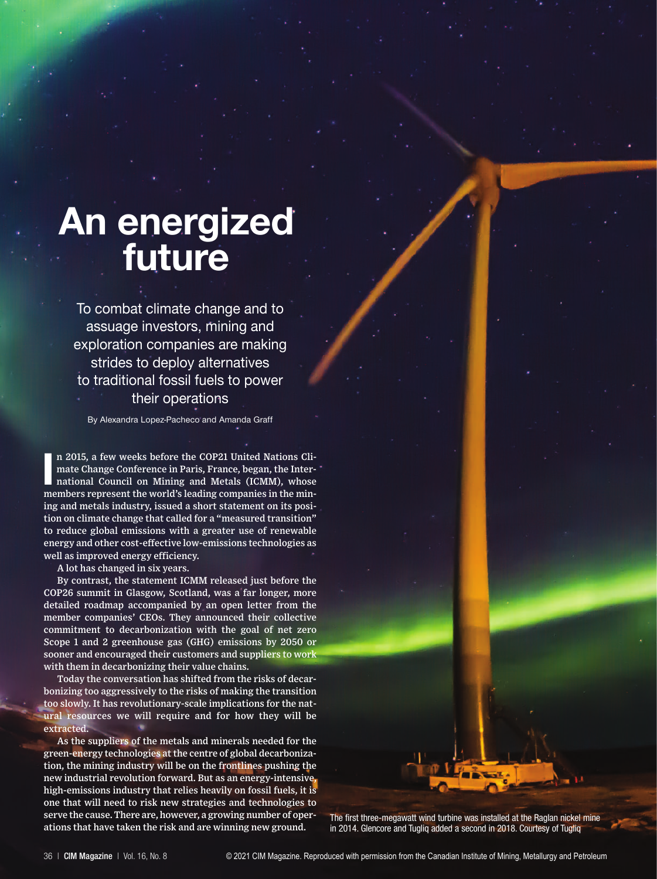# An energized future

To combat climate change and to assuage investors, mining and exploration companies are making strides to deploy alternatives to traditional fossil fuels to power their operations

By Alexandra Lopez-Pacheco and Amanda Graff

In 2015, a few weeks before the COP21 United Nations Climate Change Conference in Paris, France, began, the International Council on Mining and Metals (ICMM), whose members represent the world's leading companies in the mining and metals industry, issued a short statement on its position on climate change that called for a "measured transition" to reduce global emissions with a greater use of renewable energy and other cost-effective low-emissions technologies as well as improved energy efficiency.

A lot has changed in six years.

By contrast, the statement ICMM released just before the COP26 summit in Glasgow, Scotland, was a far longer, more detailed roadmap accompanied by an open letter from the member companies' CEOs. They announced their collective commitment to decarbonization with the goal of net zero Scope 1 and 2 greenhouse gas (GHG) emissions by 2050 or sooner and encouraged their customers and suppliers to work with them in decarbonizing their value chains.

Today the conversation has shifted from the risks of decarbonizing too aggressively to the risks of making the transition too slowly. It has revolutionary-scale implications for the natural resources we will require and for how they will be extracted.

As the suppliers of the metals and minerals needed for the green-energy technologies at the centre of global decarbonization, the mining industry will be on the frontlines pushing the new industrial revolution forward. But as an energy-intensive, high-emissions industry that relies heavily on fossil fuels, it is one that will need to risk new strategies and technologies to serve the cause. There are, however, a growing number of operations that have taken the risk and are winning new ground.

The first three-megawatt wind turbine was installed at the Raglan nickel mine in 2014. Glencore and Tugliq added a second in 2018. Courtesy of Tugliq

© 2021 CIM Magazine. Reproduced with permission from the Canadian Institute of Mining, Metallurgy and Petroleum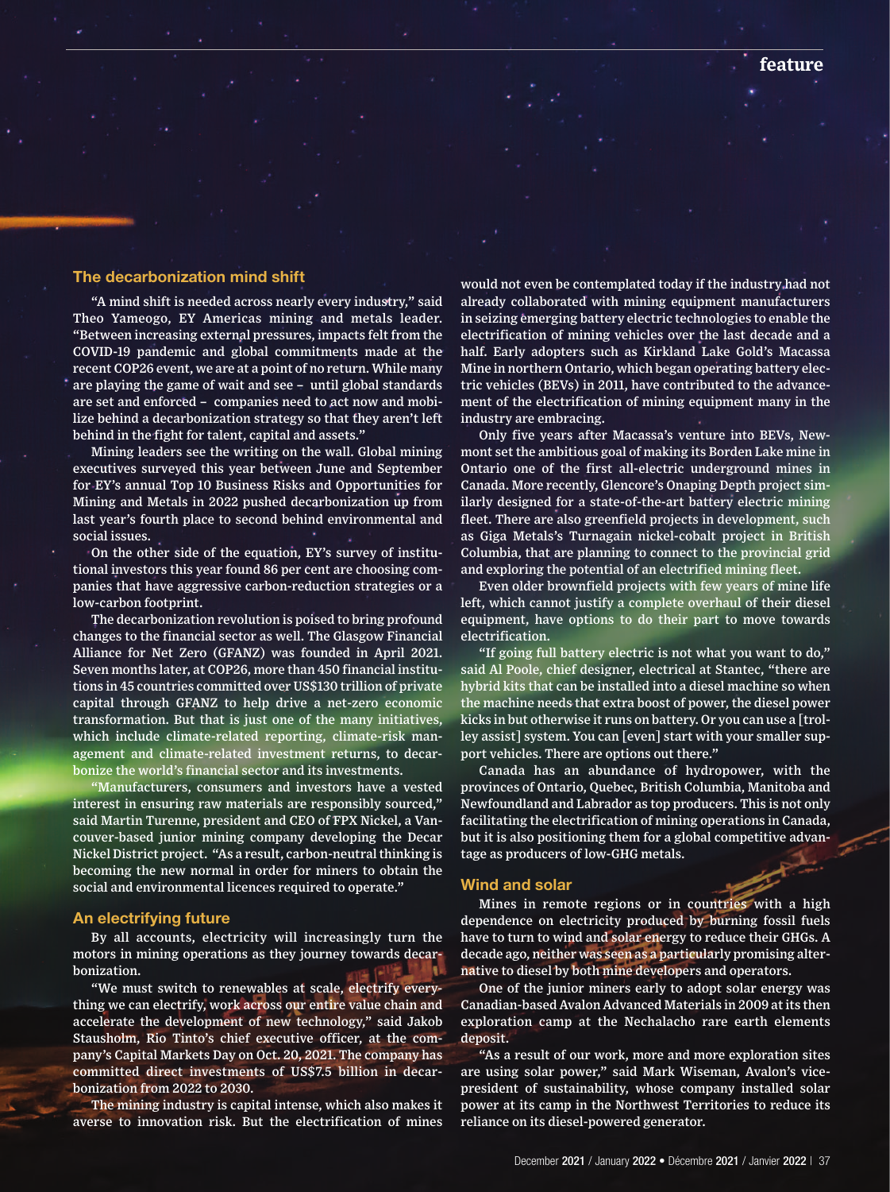## The decarbonization mind shift

"A mind shift is needed across nearly every industry," said Theo Yameogo, EY Americas mining and metals leader. "Between increasing external pressures, impacts felt from the COVID-19 pandemic and global commitments made at the recent COP26 event, we are at a point of no return. While many are playing the game of wait and see – until global standards are set and enforced – companies need to act now and mobilize behind a decarbonization strategy so that they aren't left behind in the fight for talent, capital and assets."

Mining leaders see the writing on the wall. Global mining executives surveyed this year between June and September for EY's annual Top 10 Business Risks and Opportunities for Mining and Metals in 2022 pushed decarbonization up from last year's fourth place to second behind environmental and social issues.

On the other side of the equation, EY's survey of institutional investors this year found 86 per cent are choosing companies that have aggressive carbon-reduction strategies or a low-carbon footprint.

The decarbonization revolution is poised to bring profound changes to the financial sector as well. The Glasgow Financial Alliance for Net Zero (GFANZ) was founded in April 2021. Seven months later, at COP26, more than 450 financial institutions in 45 countries committed over US$130 trillion of private capital through GFANZ to help drive a net-zero economic transformation. But that is just one of the many initiatives, which include climate-related reporting, climate-risk management and climate-related investment returns, to decarbonize the world's financial sector and its investments.

"Manufacturers, consumers and investors have a vested interest in ensuring raw materials are responsibly sourced," said Martin Turenne, president and CEO of FPX Nickel, a Vancouver-based junior mining company developing the Decar Nickel District project. "As a result, carbon-neutral thinking is becoming the new normal in order for miners to obtain the social and environmental licences required to operate."

## An electrifying future

By all accounts, electricity will increasingly turn the motors in mining operations as they journey towards decarbonization.

"We must switch to renewables at scale, electrify everything we can electrify, work across our entire value chain and accelerate the development of new technology," said Jakob Stausholm, Rio Tinto's chief executive officer, at the company's Capital Markets Day on Oct. 20, 2021. The company has committed direct investments of US$7.5 billion in decarbonization from 2022 to 2030.

The mining industry is capital intense, which also makes it averse to innovation risk. But the electrification of mines would not even be contemplated today if the industry had not already collaborated with mining equipment manufacturers in seizing emerging battery electric technologies to enable the electrification of mining vehicles over the last decade and a half. Early adopters such as Kirkland Lake Gold's Macassa Mine in northern Ontario, which began operating battery electric vehicles (BEVs) in 2011, have contributed to the advancement of the electrification of mining equipment many in the industry are embracing.

Only five years after Macassa's venture into BEVs, Newmont set the ambitious goal of making its Borden Lake mine in Ontario one of the first all-electric underground mines in Canada. More recently, Glencore's Onaping Depth project similarly designed for a state-of-the-art battery electric mining fleet. There are also greenfield projects in development, such as Giga Metals's Turnagain nickel-cobalt project in British Columbia, that are planning to connect to the provincial grid and exploring the potential of an electrified mining fleet.

Even older brownfield projects with few years of mine life left, which cannot justify a complete overhaul of their diesel equipment, have options to do their part to move towards electrification.

"If going full battery electric is not what you want to do," said Al Poole, chief designer, electrical at Stantec, "there are hybrid kits that can be installed into a diesel machine so when the machine needs that extra boost of power, the diesel power kicks in but otherwise it runs on battery. Or you can use a [trolley assist] system. You can [even] start with your smaller support vehicles. There are options out there."

Canada has an abundance of hydropower, with the provinces of Ontario, Quebec, British Columbia, Manitoba and Newfoundland and Labrador as top producers. This is not only facilitating the electrification of mining operations in Canada, but it is also positioning them for a global competitive advantage as producers of low-GHG metals.

## Wind and solar

Mines in remote regions or in countries with a high dependence on electricity produced by burning fossil fuels have to turn to wind and solar energy to reduce their GHGs. A decade ago, neither was seen as a particularly promising alternative to diesel by both mine developers and operators.

One of the junior miners early to adopt solar energy was Canadian-based Avalon Advanced Materials in 2009 at its then exploration camp at the Nechalacho rare earth elements deposit.

"As a result of our work, more and more exploration sites are using solar power," said Mark Wiseman, Avalon's vice-president of sustainability, whose company installed solar power at its camp in the Northwest Territories to reduce its reliance on its diesel-powered generator.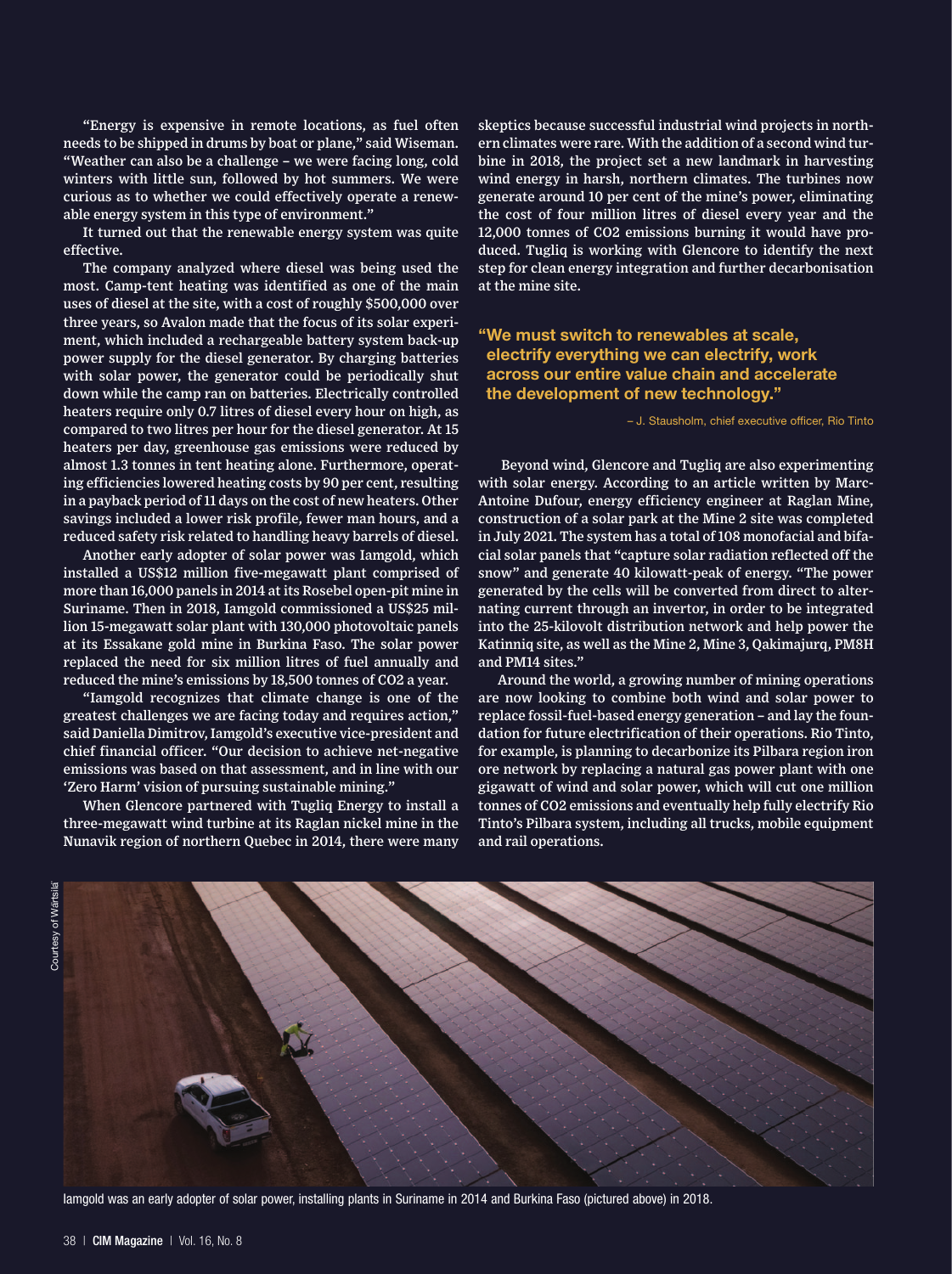"Energy is expensive in remote locations, as fuel often needs to be shipped in drums by boat or plane," said Wiseman. "Weather can also be a challenge – we were facing long, cold winters with little sun, followed by hot summers. We were curious as to whether we could effectively operate a renewable energy system in this type of environment."

It turned out that the renewable energy system was quite effective.

The company analyzed where diesel was being used the most. Camp-tent heating was identified as one of the main uses of diesel at the site, with a cost of roughly $500,000 over three years, so Avalon made that the focus of its solar experiment, which included a rechargeable battery system back-up power supply for the diesel generator. By charging batteries with solar power, the generator could be periodically shut down while the camp ran on batteries. Electrically controlled heaters require only 0.7 litres of diesel every hour on high, as compared to two litres per hour for the diesel generator. At 15 heaters per day, greenhouse gas emissions were reduced by almost 1.3 tonnes in tent heating alone. Furthermore, operating efficiencies lowered heating costs by 90 per cent, resulting in a payback period of 11 days on the cost of new heaters. Other savings included a lower risk profile, fewer man hours, and a reduced safety risk related to handling heavy barrels of diesel.

Another early adopter of solar power was Iamgold, which installed a US$12 million five-megawatt plant comprised of more than 16,000 panels in 2014 at its Rosebel open-pit mine in Suriname. Then in 2018, Iamgold commissioned a US$25 million 15-megawatt solar plant with 130,000 photovoltaic panels at its Essakane gold mine in Burkina Faso. The solar power replaced the need for six million litres of fuel annually and reduced the mine's emissions by 18,500 tonnes of $CO_2$ a year.

"Iamgold recognizes that climate change is one of the greatest challenges we are facing today and requires action," said Daniella Dimitrov, Iamgold's executive vice-president and chief financial officer. "Our decision to achieve net-negative emissions was based on that assessment, and in line with our 'Zero Harm' vision of pursuing sustainable mining."

When Glencore partnered with Tugliq Energy to install a three-megawatt wind turbine at its Raglan nickel mine in the Nunavik region of northern Quebec in 2014, there were many skeptics because successful industrial wind projects in northern climates were rare. With the addition of a second wind turbine in 2018, the project set a new landmark in harvesting wind energy in harsh, northern climates. The turbines now generate around 10 per cent of the mine's power, eliminating the cost of four million litres of diesel every year and the 12,000 tonnes of $CO_2$ emissions burning it would have produced. Tugliq is working with Glencore to identify the next step for clean energy integration and further decarbonisation at the mine site.

> **"We must switch to renewables at scale, electrify everything we can electrify, work across our entire value chain and accelerate the development of new technology."**
>
> – J. Stausholm, chief executive officer, Rio Tinto

Beyond wind, Glencore and Tugliq are also experimenting with solar energy. According to an article written by Marc-Antoine Dufour, energy efficiency engineer at Raglan Mine, construction of a solar park at the Mine 2 site was completed in July 2021. The system has a total of 108 monofacial and bifacial solar panels that "capture solar radiation reflected off the snow" and generate 40 kilowatt-peak of energy. "The power generated by the cells will be converted from direct to alternating current through an invertor, in order to be integrated into the 25-kilovolt distribution network and help power the Katinniq site, as well as the Mine 2, Mine 3, Qakimajurq, PM8H and PM14 sites."

Around the world, a growing number of mining operations are now looking to combine both wind and solar power to replace fossil-fuel-based energy generation – and lay the foundation for future electrification of their operations. Rio Tinto, for example, is planning to decarbonize its Pilbara region iron ore network by replacing a natural gas power plant with one gigawatt of wind and solar power, which will cut one million tonnes of $CO_2$ emissions and eventually help fully electrify Rio Tinto's Pilbara system, including all trucks, mobile equipment and rail operations.

Courtesy of Wärtsilä

Iamgold was an early adopter of solar power, installing plants in Suriname in 2014 and Burkina Faso (pictured above) in 2018.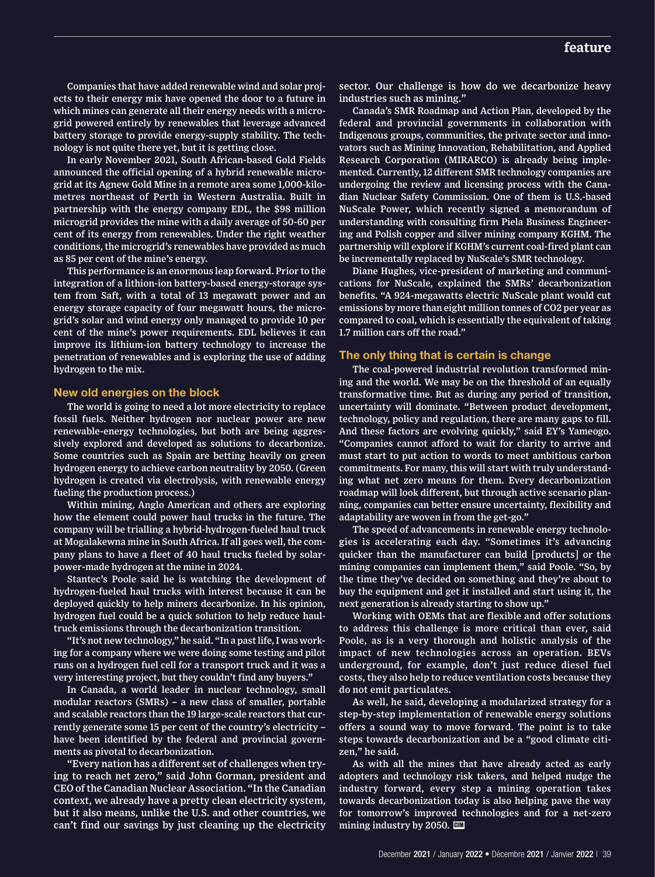Companies that have added renewable wind and solar projects to their energy mix have opened the door to a future in which mines can generate all their energy needs with a microgrid powered entirely by renewables that leverage advanced battery storage to provide energy-supply stability. The technology is not quite there yet, but it is getting close.

In early November 2021, South African-based Gold Fields announced the official opening of a hybrid renewable microgrid at its Agnew Gold Mine in a remote area some 1,000-kilometres northeast of Perth in Western Australia. Built in partnership with the energy company EDL, the $98 million microgrid provides the mine with a daily average of 50-60 per cent of its energy from renewables. Under the right weather conditions, the microgrid's renewables have provided as much as 85 per cent of the mine's energy.

This performance is an enormous leap forward. Prior to the integration of a lithion-ion battery-based energy-storage system from Saft, with a total of 13 megawatt power and an energy storage capacity of four megawatt hours, the microgrid's solar and wind energy only managed to provide 10 per cent of the mine's power requirements. EDL believes it can improve its lithium-ion battery technology to increase the penetration of renewables and is exploring the use of adding hydrogen to the mix.

## New old energies on the block

The world is going to need a lot more electricity to replace fossil fuels. Neither hydrogen nor nuclear power are new renewable-energy technologies, but both are being aggressively explored and developed as solutions to decarbonize. Some countries such as Spain are betting heavily on green hydrogen energy to achieve carbon neutrality by 2050. (Green hydrogen is created via electrolysis, with renewable energy fueling the production process.)

Within mining, Anglo American and others are exploring how the element could power haul trucks in the future. The company will be trialling a hybrid-hydrogen-fueled haul truck at Mogalakewna mine in South Africa. If all goes well, the company plans to have a fleet of 40 haul trucks fueled by solar-power-made hydrogen at the mine in 2024.

Stantec's Poole said he is watching the development of hydrogen-fueled haul trucks with interest because it can be deployed quickly to help miners decarbonize. In his opinion, hydrogen fuel could be a quick solution to help reduce haul-truck emissions through the decarbonization transition.

"It's not new technology," he said. "In a past life, I was working for a company where we were doing some testing and pilot runs on a hydrogen fuel cell for a transport truck and it was a very interesting project, but they couldn't find any buyers."

In Canada, a world leader in nuclear technology, small modular reactors (SMRs) – a new class of smaller, portable and scalable reactors than the 19 large-scale reactors that currently generate some 15 per cent of the country's electricity – have been identified by the federal and provincial governments as pivotal to decarbonization.

"Every nation has a different set of challenges when trying to reach net zero," said John Gorman, president and CEO of the Canadian Nuclear Association. "In the Canadian context, we already have a pretty clean electricity system, but it also means, unlike the U.S. and other countries, we can't find our savings by just cleaning up the electricity sector. Our challenge is how do we decarbonize heavy industries such as mining."

Canada's SMR Roadmap and Action Plan, developed by the federal and provincial governments in collaboration with Indigenous groups, communities, the private sector and innovators such as Mining Innovation, Rehabilitation, and Applied Research Corporation (MIRARCO) is already being implemented. Currently, 12 different SMR technology companies are undergoing the review and licensing process with the Canadian Nuclear Safety Commission. One of them is U.S.-based NuScale Power, which recently signed a memorandum of understanding with consulting firm Piela Business Engineering and Polish copper and silver mining company KGHM. The partnership will explore if KGHM's current coal-fired plant can be incrementally replaced by NuScale's SMR technology.

Diane Hughes, vice-president of marketing and communications for NuScale, explained the SMRs' decarbonization benefits. "A 924-megawatts electric NuScale plant would cut emissions by more than eight million tonnes of $CO_2$ per year as compared to coal, which is essentially the equivalent of taking 1.7 million cars off the road."

## The only thing that is certain is change

The coal-powered industrial revolution transformed mining and the world. We may be on the threshold of an equally transformative time. But as during any period of transition, uncertainty will dominate. "Between product development, technology, policy and regulation, there are many gaps to fill. And these factors are evolving quickly," said EY's Yameogo. "Companies cannot afford to wait for clarity to arrive and must start to put action to words to meet ambitious carbon commitments. For many, this will start with truly understanding what net zero means for them. Every decarbonization roadmap will look different, but through active scenario planning, companies can better ensure uncertainty, flexibility and adaptability are woven in from the get-go."

The speed of advancements in renewable energy technologies is accelerating each day. "Sometimes it's advancing quicker than the manufacturer can build [products] or the mining companies can implement them," said Poole. "So, by the time they've decided on something and they're about to buy the equipment and get it installed and start using it, the next generation is already starting to show up."

Working with OEMs that are flexible and offer solutions to address this challenge is more critical than ever, said Poole, as is a very thorough and holistic analysis of the impact of new technologies across an operation. BEVs underground, for example, don't just reduce diesel fuel costs, they also help to reduce ventilation costs because they do not emit particulates.

As well, he said, developing a modularized strategy for a step-by-step implementation of renewable energy solutions offers a sound way to move forward. The point is to take steps towards decarbonization and be a "good climate citizen," he said.

As with all the mines that have already acted as early adopters and technology risk takers, and helped nudge the industry forward, every step a mining operation takes towards decarbonization today is also helping pave the way for tomorrow's improved technologies and for a net-zero mining industry by 2050. CIM